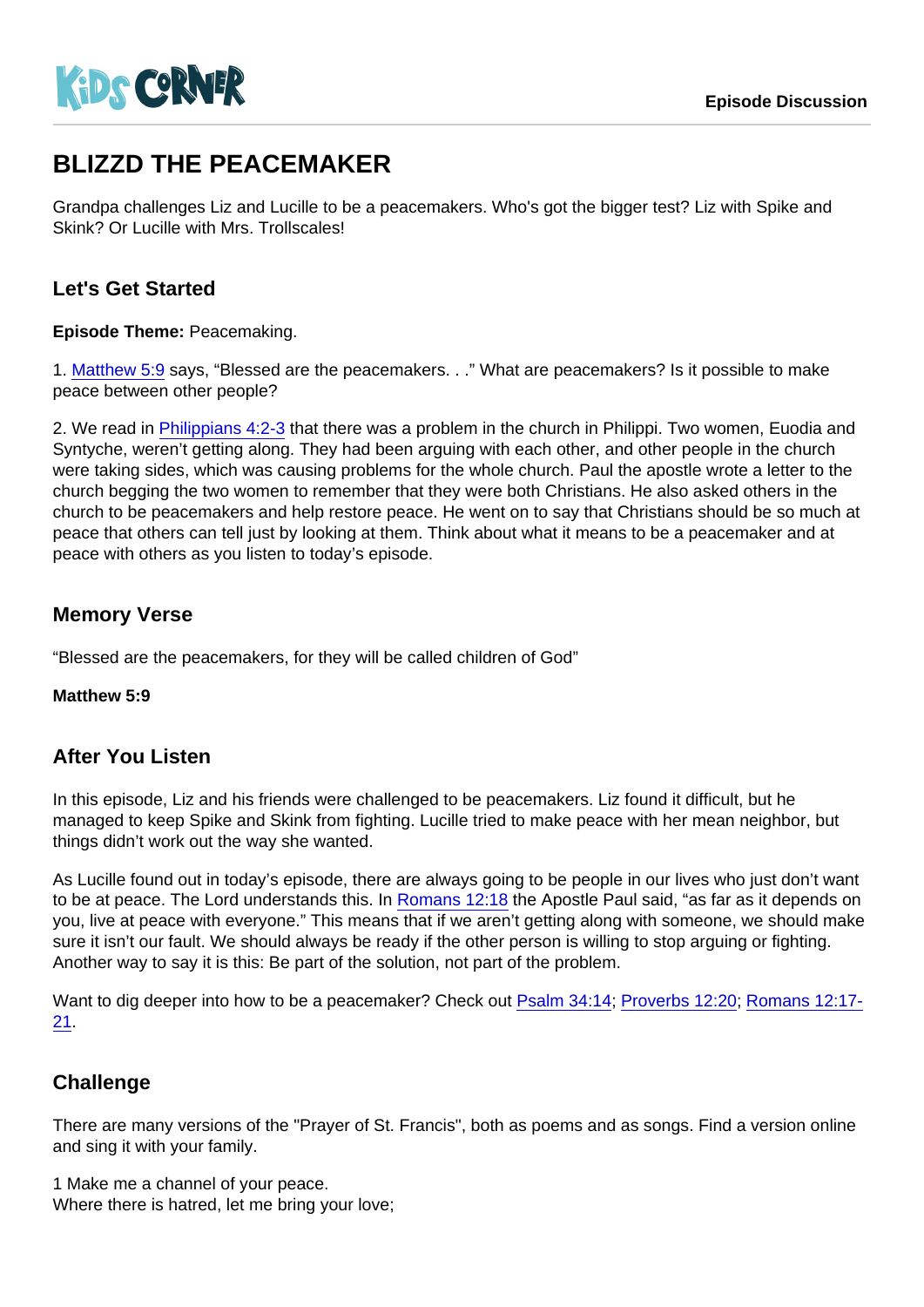Kids Corner

Episode Discussion

# BLIZZD THE PEACEMAKER

Grandpa challenges Liz and Lucille to be a peacemakers. Who's got the bigger test? Liz with Spike and Skink? Or Lucille with Mrs. Trollscales!

## Let's Get Started

**Episode Theme:** Peacemaking.

1. Matthew 5:9 says, "Blessed are the peacemakers. . ." What are peacemakers? Is it possible to make peace between other people?

2. We read in Philippians 4:2-3 that there was a problem in the church in Philippi. Two women, Euodia and Syntyche, weren't getting along. They had been arguing with each other, and other people in the church were taking sides, which was causing problems for the whole church. Paul the apostle wrote a letter to the church begging the two women to remember that they were both Christians. He also asked others in the church to be peacemakers and help restore peace. He went on to say that Christians should be so much at peace that others can tell just by looking at them. Think about what it means to be a peacemaker and at peace with others as you listen to today's episode.

## Memory Verse

"Blessed are the peacemakers, for they will be called children of God"

**Matthew 5:9**

## After You Listen

In this episode, Liz and his friends were challenged to be peacemakers. Liz found it difficult, but he managed to keep Spike and Skink from fighting. Lucille tried to make peace with her mean neighbor, but things didn't work out the way she wanted.

As Lucille found out in today's episode, there are always going to be people in our lives who just don't want to be at peace. The Lord understands this. In Romans 12:18 the Apostle Paul said, "as far as it depends on you, live at peace with everyone." This means that if we aren't getting along with someone, we should make sure it isn't our fault. We should always be ready if the other person is willing to stop arguing or fighting. Another way to say it is this: Be part of the solution, not part of the problem.

Want to dig deeper into how to be a peacemaker? Check out Psalm 34:14; Proverbs 12:20; Romans 12:17-21.

## Challenge

There are many versions of the "Prayer of St. Francis", both as poems and as songs. Find a version online and sing it with your family.

1 Make me a channel of your peace.
Where there is hatred, let me bring your love;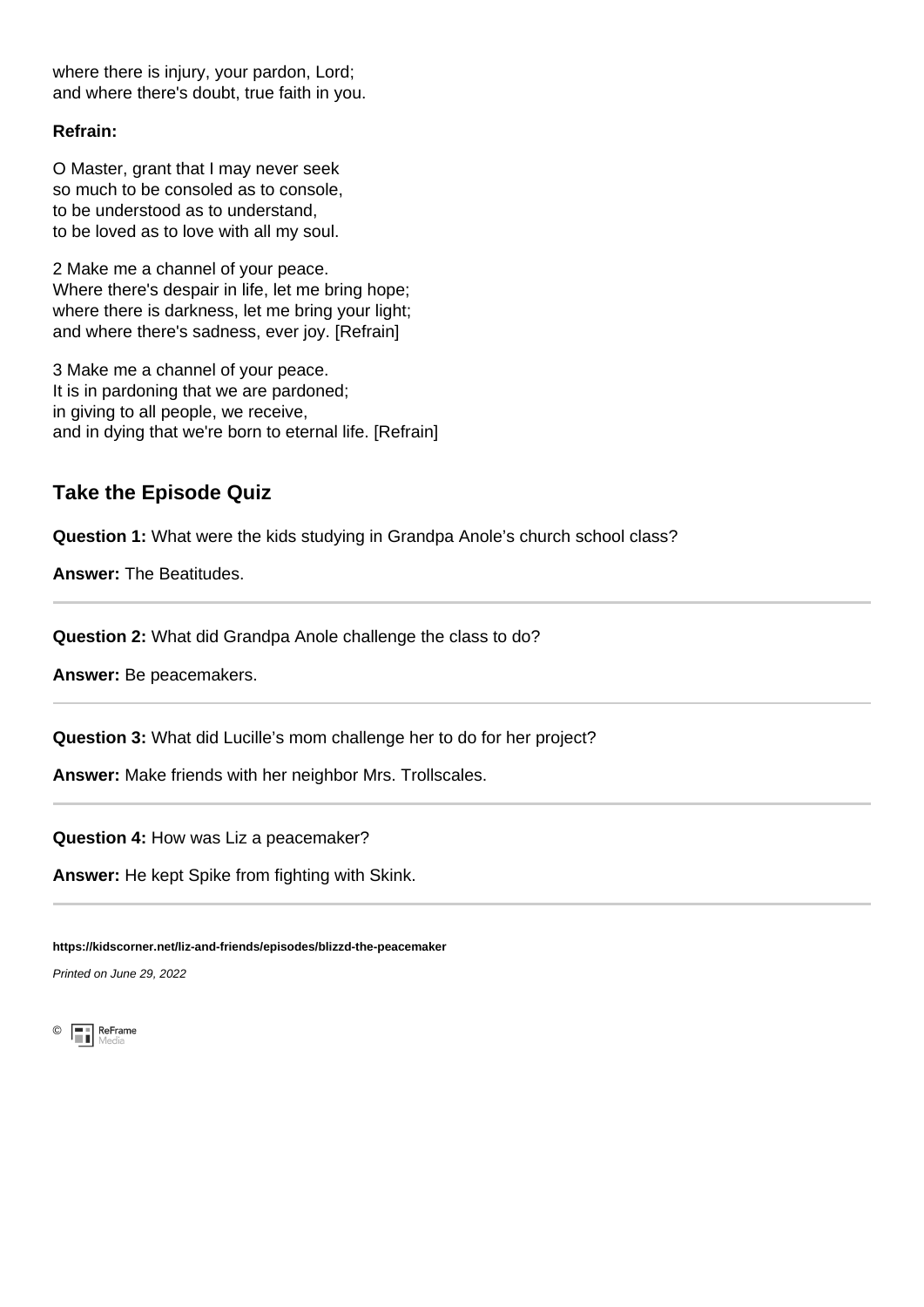where there is injury, your pardon, Lord;
and where there's doubt, true faith in you.

**Refrain:**

O Master, grant that I may never seek
so much to be consoled as to console,
to be understood as to understand,
to be loved as to love with all my soul.

2 Make me a channel of your peace.
Where there's despair in life, let me bring hope;
where there is darkness, let me bring your light;
and where there's sadness, ever joy. [Refrain]

3 Make me a channel of your peace.
It is in pardoning that we are pardoned;
in giving to all people, we receive,
and in dying that we're born to eternal life. [Refrain]

## Take the Episode Quiz

**Question 1:** What were the kids studying in Grandpa Anole's church school class?

**Answer:** The Beatitudes.

---

**Question 2:** What did Grandpa Anole challenge the class to do?

**Answer:** Be peacemakers.

---

**Question 3:** What did Lucille's mom challenge her to do for her project?

**Answer:** Make friends with her neighbor Mrs. Trollscales.

---

**Question 4:** How was Liz a peacemaker?

**Answer:** He kept Spike from fighting with Skink.

---

**https://kidscorner.net/liz-and-friends/episodes/blizzd-the-peacemaker**

*Printed on June 29, 2022*

© ReFrame Media